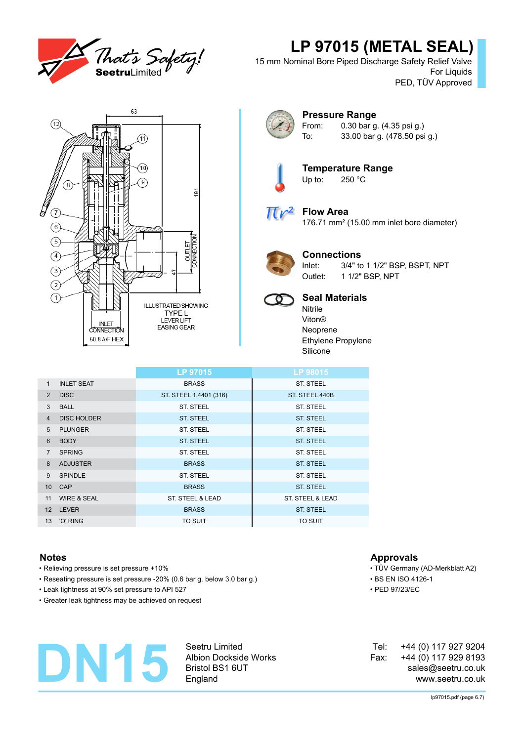# LP 97015 (METAL SEAL)

15 mm Nominal Bore Piped Discharge Safety Relief Valve
For Liquids
PED, TÜV Approved

63

191

47

OUTLET CONNECTION

INLET CONNECTION

50.8 A/F HEX

ILLUSTRATED SHOWING TYPE L LEVER LIFT EASING GEAR

## Pressure Range

From: 0.30 bar g. (4.35 psi g.)
To: 33.00 bar g. (478.50 psi g.)

## Temperature Range

Up to: 250 °C

## Flow Area

176.71 mm² (15.00 mm inlet bore diameter)

## Connections

Inlet: 3/4" to 1 1/2" BSP, BSPT, NPT
Outlet: 1 1/2" BSP, NPT

## Seal Materials

Nitrile
Viton®
Neoprene
Ethylene Propylene
Silicone

| | | LP 97015 | LP 98015 |
|---|---|---|---|
| 1 | INLET SEAT | BRASS | ST. STEEL |
| 2 | DISC | ST. STEEL 1.4401 (316) | ST. STEEL 440B |
| 3 | BALL | ST. STEEL | ST. STEEL |
| 4 | DISC HOLDER | ST. STEEL | ST. STEEL |
| 5 | PLUNGER | ST. STEEL | ST. STEEL |
| 6 | BODY | ST. STEEL | ST. STEEL |
| 7 | SPRING | ST. STEEL | ST. STEEL |
| 8 | ADJUSTER | BRASS | ST. STEEL |
| 9 | SPINDLE | ST. STEEL | ST. STEEL |
| 10 | CAP | BRASS | ST. STEEL |
| 11 | WIRE & SEAL | ST. STEEL & LEAD | ST. STEEL & LEAD |
| 12 | LEVER | BRASS | ST. STEEL |
| 13 | 'O' RING | TO SUIT | TO SUIT |

## Notes

- Relieving pressure is set pressure +10%
- Reseating pressure is set pressure -20% (0.6 bar g. below 3.0 bar g.)
- Leak tightness at 90% set pressure to API 527
- Greater leak tightness may be achieved on request

## Approvals

- TÜV Germany (AD-Merkblatt A2)
- BS EN ISO 4126-1
- PED 97/23/EC

DN15

Seetru Limited
Albion Dockside Works
Bristol BS1 6UT
England

Tel: +44 (0) 117 927 9204
Fax: +44 (0) 117 929 8193
sales@seetru.co.uk
www.seetru.co.uk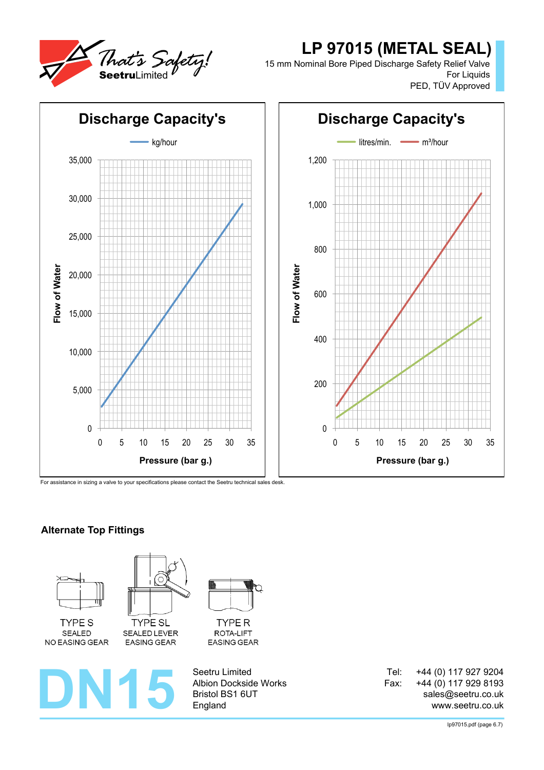# LP 97015 (METAL SEAL)

15 mm Nominal Bore Piped Discharge Safety Relief Valve
For Liquids
PED, TÜV Approved

## Discharge Capacity's

kg/hour

Flow of Water

35,000
30,000
25,000
20,000
15,000
10,000
5,000
0

0 5 10 15 20 25 30 35

Pressure (bar g.)

## Discharge Capacity's

litres/min. m³/hour

Flow of Water

1,200
1,000
800
600
400
200
0

0 5 10 15 20 25 30 35

Pressure (bar g.)

For assistance in sizing a valve to your specifications please contact the Seetru technical sales desk.

### Alternate Top Fittings

TYPE S
SEALED
NO EASING GEAR

TYPE SL
SEALED LEVER
EASING GEAR

TYPE R
ROTA-LIFT
EASING GEAR

# DN15

Seetru Limited
Albion Dockside Works
Bristol BS1 6UT
England

Tel: +44 (0) 117 927 9204
Fax: +44 (0) 117 929 8193
sales@seetru.co.uk
www.seetru.co.uk